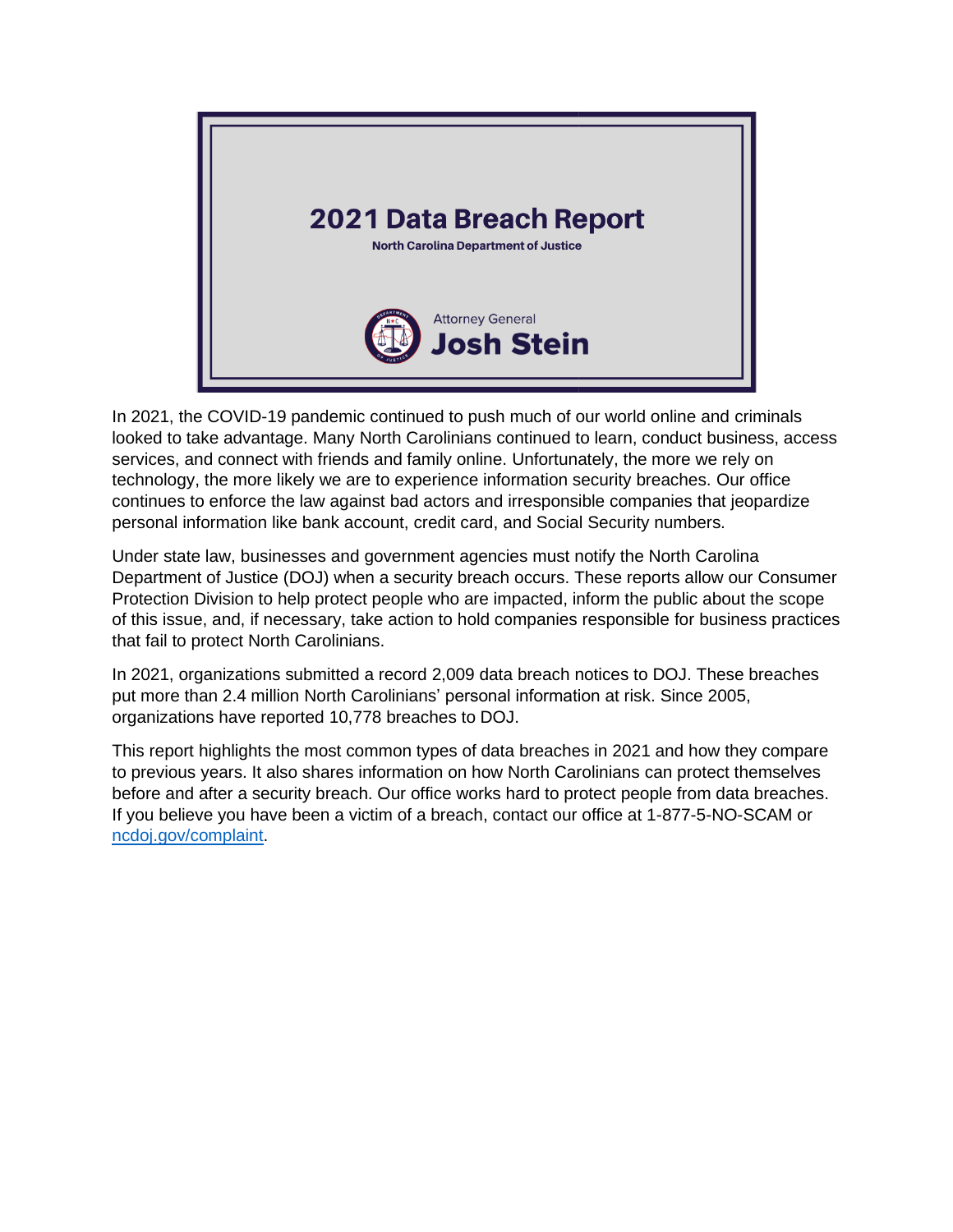# 2021 Data Breach Report

**North Carolina Department of Justice**

Attorney General
**Josh Stein**

In 2021, the COVID-19 pandemic continued to push much of our world online and criminals looked to take advantage. Many North Carolinians continued to learn, conduct business, access services, and connect with friends and family online. Unfortunately, the more we rely on technology, the more likely we are to experience information security breaches. Our office continues to enforce the law against bad actors and irresponsible companies that jeopardize personal information like bank account, credit card, and Social Security numbers.

Under state law, businesses and government agencies must notify the North Carolina Department of Justice (DOJ) when a security breach occurs. These reports allow our Consumer Protection Division to help protect people who are impacted, inform the public about the scope of this issue, and, if necessary, take action to hold companies responsible for business practices that fail to protect North Carolinians.

In 2021, organizations submitted a record 2,009 data breach notices to DOJ. These breaches put more than 2.4 million North Carolinians' personal information at risk. Since 2005, organizations have reported 10,778 breaches to DOJ.

This report highlights the most common types of data breaches in 2021 and how they compare to previous years. It also shares information on how North Carolinians can protect themselves before and after a security breach. Our office works hard to protect people from data breaches. If you believe you have been a victim of a breach, contact our office at 1-877-5-NO-SCAM or [ncdoj.gov/complaint](ncdoj.gov/complaint).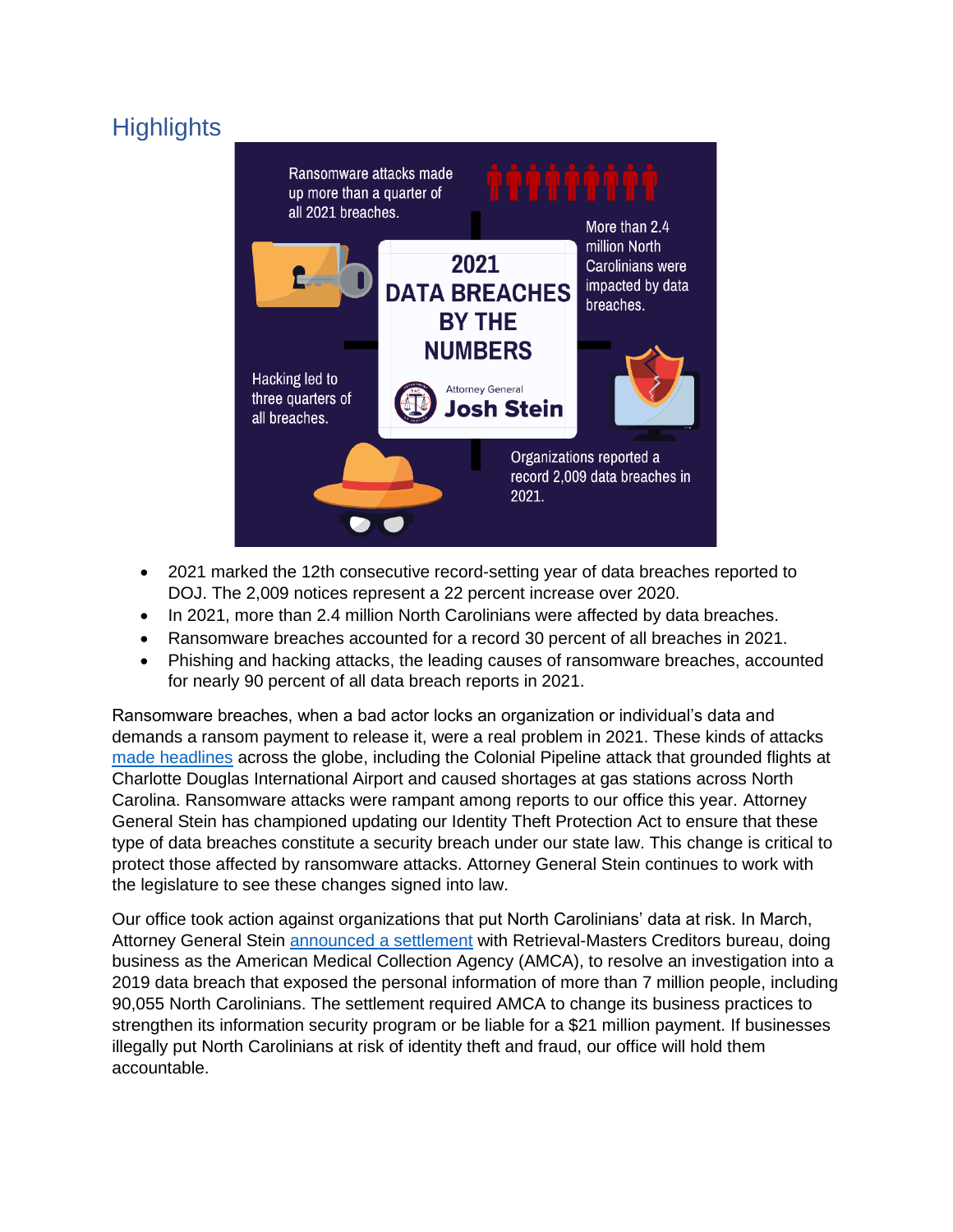## Highlights

2021 DATA BREACHES BY THE NUMBERS

Attorney General Josh Stein

Ransomware attacks made up more than a quarter of all 2021 breaches.

More than 2.4 million North Carolinians were impacted by data breaches.

Hacking led to three quarters of all breaches.

Organizations reported a record 2,009 data breaches in 2021.

- 2021 marked the 12th consecutive record-setting year of data breaches reported to DOJ. The 2,009 notices represent a 22 percent increase over 2020.
- In 2021, more than 2.4 million North Carolinians were affected by data breaches.
- Ransomware breaches accounted for a record 30 percent of all breaches in 2021.
- Phishing and hacking attacks, the leading causes of ransomware breaches, accounted for nearly 90 percent of all data breach reports in 2021.

Ransomware breaches, when a bad actor locks an organization or individual's data and demands a ransom payment to release it, were a real problem in 2021. These kinds of attacks made headlines across the globe, including the Colonial Pipeline attack that grounded flights at Charlotte Douglas International Airport and caused shortages at gas stations across North Carolina. Ransomware attacks were rampant among reports to our office this year. Attorney General Stein has championed updating our Identity Theft Protection Act to ensure that these type of data breaches constitute a security breach under our state law. This change is critical to protect those affected by ransomware attacks. Attorney General Stein continues to work with the legislature to see these changes signed into law.

Our office took action against organizations that put North Carolinians' data at risk. In March, Attorney General Stein announced a settlement with Retrieval-Masters Creditors bureau, doing business as the American Medical Collection Agency (AMCA), to resolve an investigation into a 2019 data breach that exposed the personal information of more than 7 million people, including 90,055 North Carolinians. The settlement required AMCA to change its business practices to strengthen its information security program or be liable for a $21 million payment. If businesses illegally put North Carolinians at risk of identity theft and fraud, our office will hold them accountable.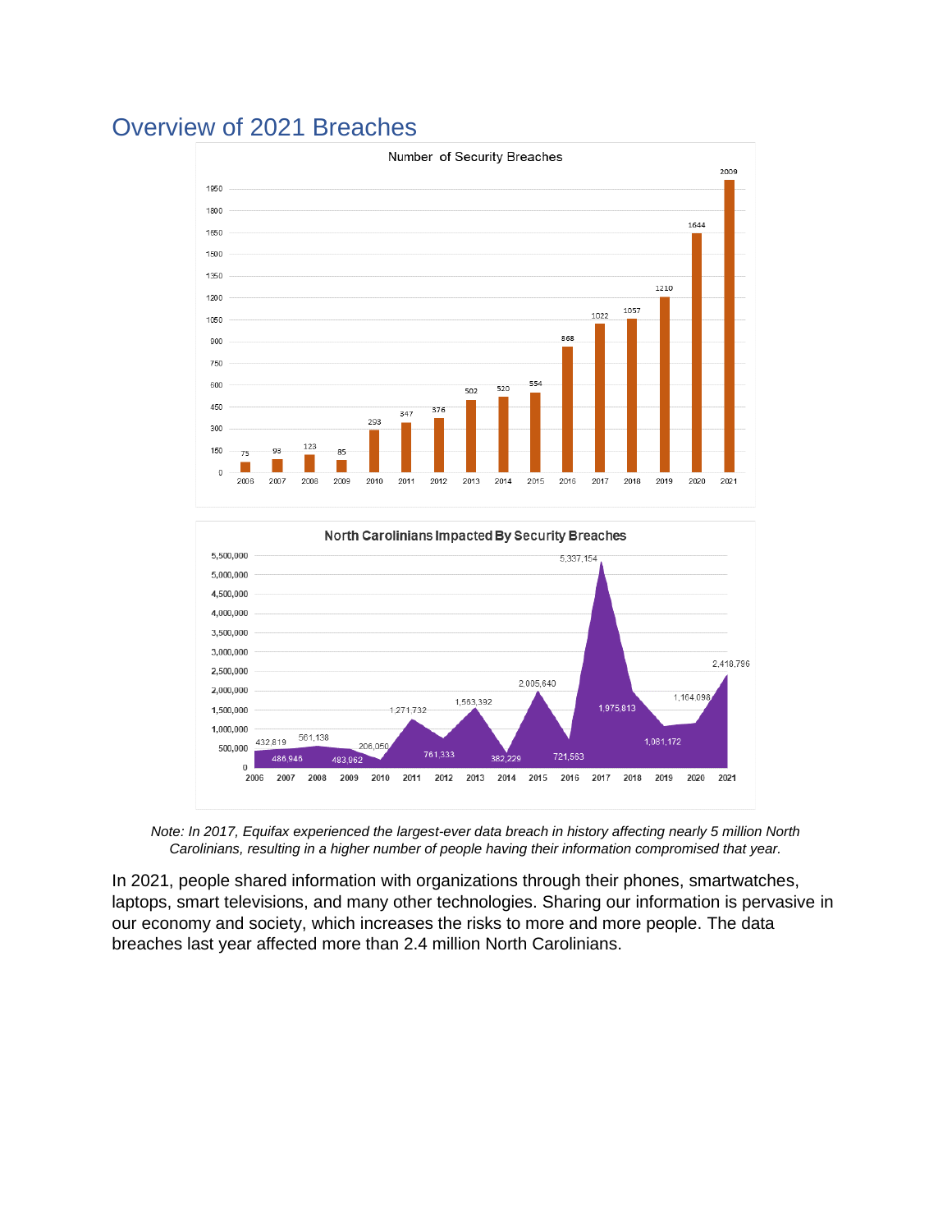# Overview of 2021 Breaches

**Number of Security Breaches**

| Year | Number of Security Breaches |
|---|---|
| 2006 | 75 |
| 2007 | 93 |
| 2008 | 123 |
| 2009 | 85 |
| 2010 | 298 |
| 2011 | 347 |
| 2012 | 376 |
| 2013 | 502 |
| 2014 | 520 |
| 2015 | 554 |
| 2016 | 868 |
| 2017 | 1022 |
| 2018 | 1057 |
| 2019 | 1210 |
| 2020 | 1644 |
| 2021 | 2009 |

**North Carolinians Impacted By Security Breaches**

| Year | North Carolinians Impacted |
|---|---|
| 2006 | 432,819 |
| 2007 | 486,945 |
| 2008 | 561,138 |
| 2009 | 483,962 |
| 2010 | 206,050 |
| 2011 | 1,271,732 |
| 2012 | 761,333 |
| 2013 | 1,563,392 |
| 2014 | 382,229 |
| 2015 | 2,005,640 |
| 2016 | 721,563 |
| 2017 | 5,337,154 |
| 2018 | 1,975,813 |
| 2019 | 1,081,172 |
| 2020 | 1,164,098 |
| 2021 | 2,418,796 |

*Note: In 2017, Equifax experienced the largest-ever data breach in history affecting nearly 5 million North Carolinians, resulting in a higher number of people having their information compromised that year.*

In 2021, people shared information with organizations through their phones, smartwatches, laptops, smart televisions, and many other technologies. Sharing our information is pervasive in our economy and society, which increases the risks to more and more people. The data breaches last year affected more than 2.4 million North Carolinians.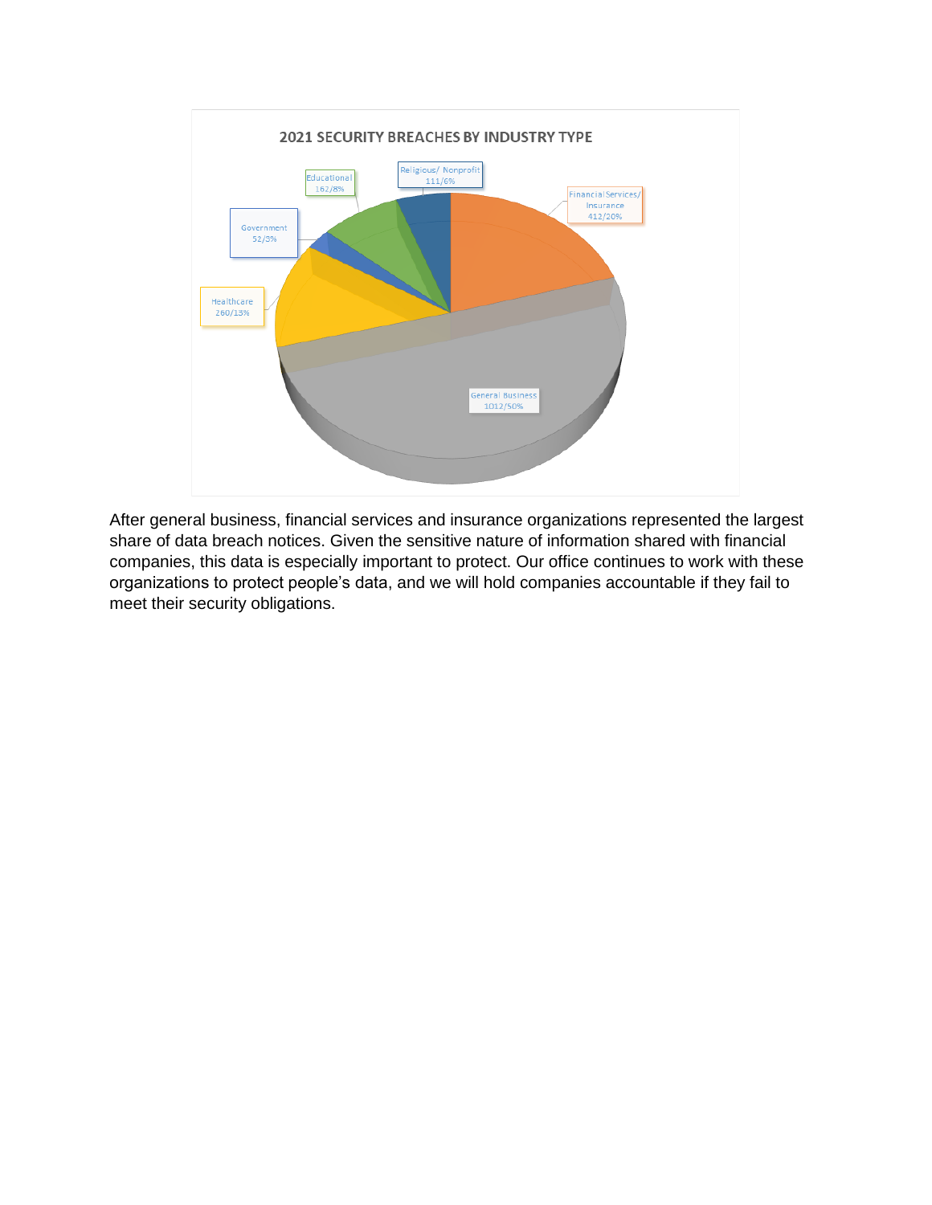**2021 SECURITY BREACHES BY INDUSTRY TYPE**

| Industry Type | Breaches/Share |
| --- | --- |
| General Business | 1012/50% |
| Financial Services/ Insurance | 412/20% |
| Healthcare | 260/13% |
| Educational | 162/8% |
| Religious/ Nonprofit | 111/6% |
| Government | 52/3% |

After general business, financial services and insurance organizations represented the largest share of data breach notices. Given the sensitive nature of information shared with financial companies, this data is especially important to protect. Our office continues to work with these organizations to protect people's data, and we will hold companies accountable if they fail to meet their security obligations.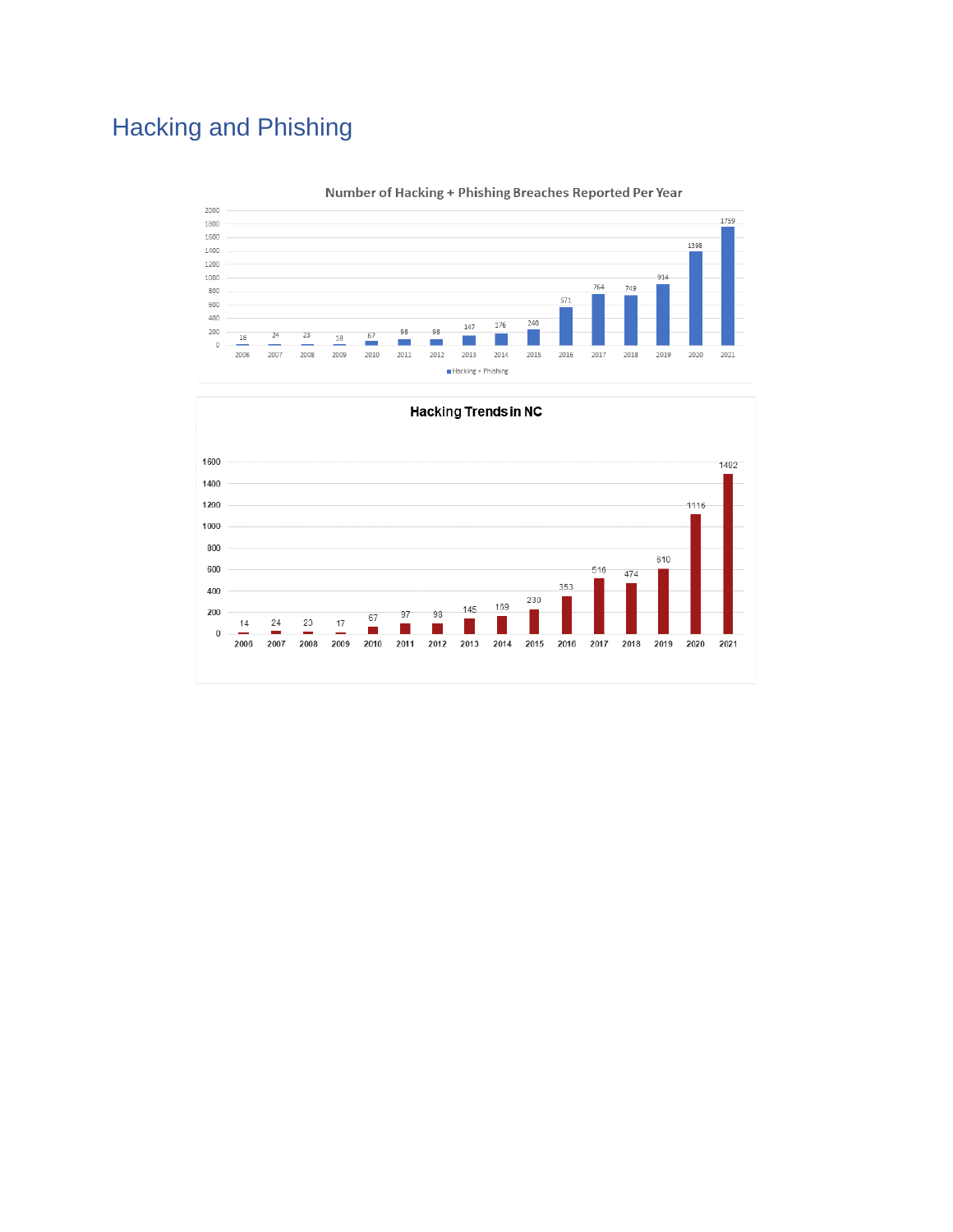# Hacking and Phishing

**Number of Hacking + Phishing Breaches Reported Per Year**

| Year | Hacking + Phishing |
|---|---|
| 2006 | 16 |
| 2007 | 24 |
| 2008 | 23 |
| 2009 | 18 |
| 2010 | 67 |
| 2011 | 98 |
| 2012 | 98 |
| 2013 | 147 |
| 2014 | 176 |
| 2015 | 240 |
| 2016 | 571 |
| 2017 | 764 |
| 2018 | 749 |
| 2019 | 914 |
| 2020 | 1398 |
| 2021 | 1759 |

**Hacking Trends in NC**

| Year | Count |
|---|---|
| 2006 | 14 |
| 2007 | 24 |
| 2008 | 23 |
| 2009 | 17 |
| 2010 | 67 |
| 2011 | 97 |
| 2012 | 98 |
| 2013 | 145 |
| 2014 | 169 |
| 2015 | 230 |
| 2016 | 353 |
| 2017 | 516 |
| 2018 | 474 |
| 2019 | 610 |
| 2020 | 1116 |
| 2021 | 1492 |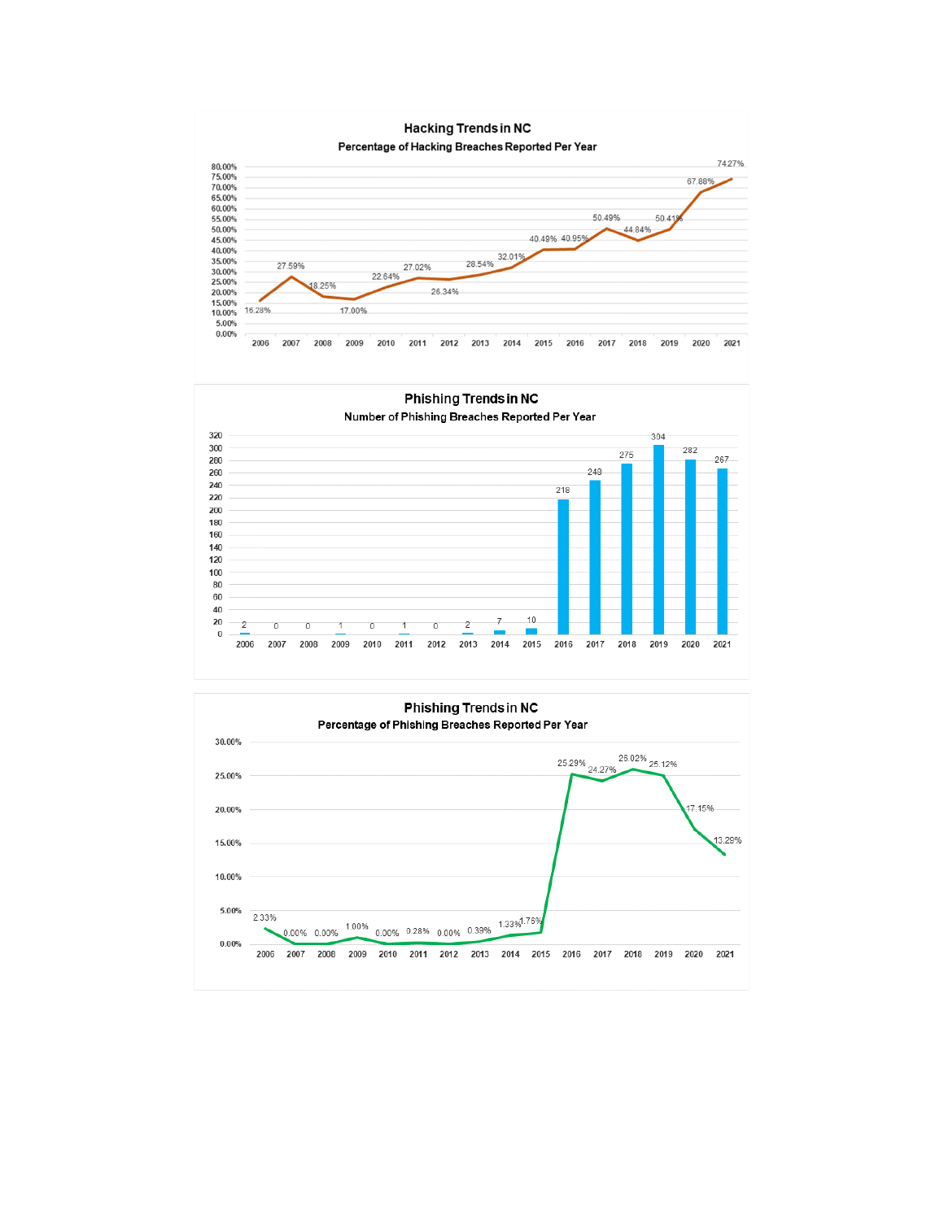## Hacking Trends in NC

Percentage of Hacking Breaches Reported Per Year

| Year | Percentage |
|---|---|
| 2006 | 16.28% |
| 2007 | 27.59% |
| 2008 | 18.25% |
| 2009 | 17.00% |
| 2010 | 22.64% |
| 2011 | 27.02% |
| 2012 | 26.34% |
| 2013 | 28.54% |
| 2014 | 32.01% |
| 2015 | 40.49% |
| 2016 | 40.95% |
| 2017 | 50.49% |
| 2018 | 44.84% |
| 2019 | 50.41% |
| 2020 | 67.88% |
| 2021 | 74.27% |

## Phishing Trends in NC

Number of Phishing Breaches Reported Per Year

| Year | Number |
|---|---|
| 2006 | 2 |
| 2007 | 0 |
| 2008 | 0 |
| 2009 | 1 |
| 2010 | 0 |
| 2011 | 1 |
| 2012 | 0 |
| 2013 | 2 |
| 2014 | 7 |
| 2015 | 10 |
| 2016 | 218 |
| 2017 | 248 |
| 2018 | 275 |
| 2019 | 304 |
| 2020 | 282 |
| 2021 | 267 |

## Phishing Trends in NC

Percentage of Phishing Breaches Reported Per Year

| Year | Percentage |
|---|---|
| 2006 | 2.33% |
| 2007 | 0.00% |
| 2008 | 0.00% |
| 2009 | 1.00% |
| 2010 | 0.00% |
| 2011 | 0.28% |
| 2012 | 0.00% |
| 2013 | 0.39% |
| 2014 | 1.33% |
| 2015 | 1.76% |
| 2016 | 25.29% |
| 2017 | 24.27% |
| 2018 | 26.02% |
| 2019 | 25.12% |
| 2020 | 17.15% |
| 2021 | 13.29% |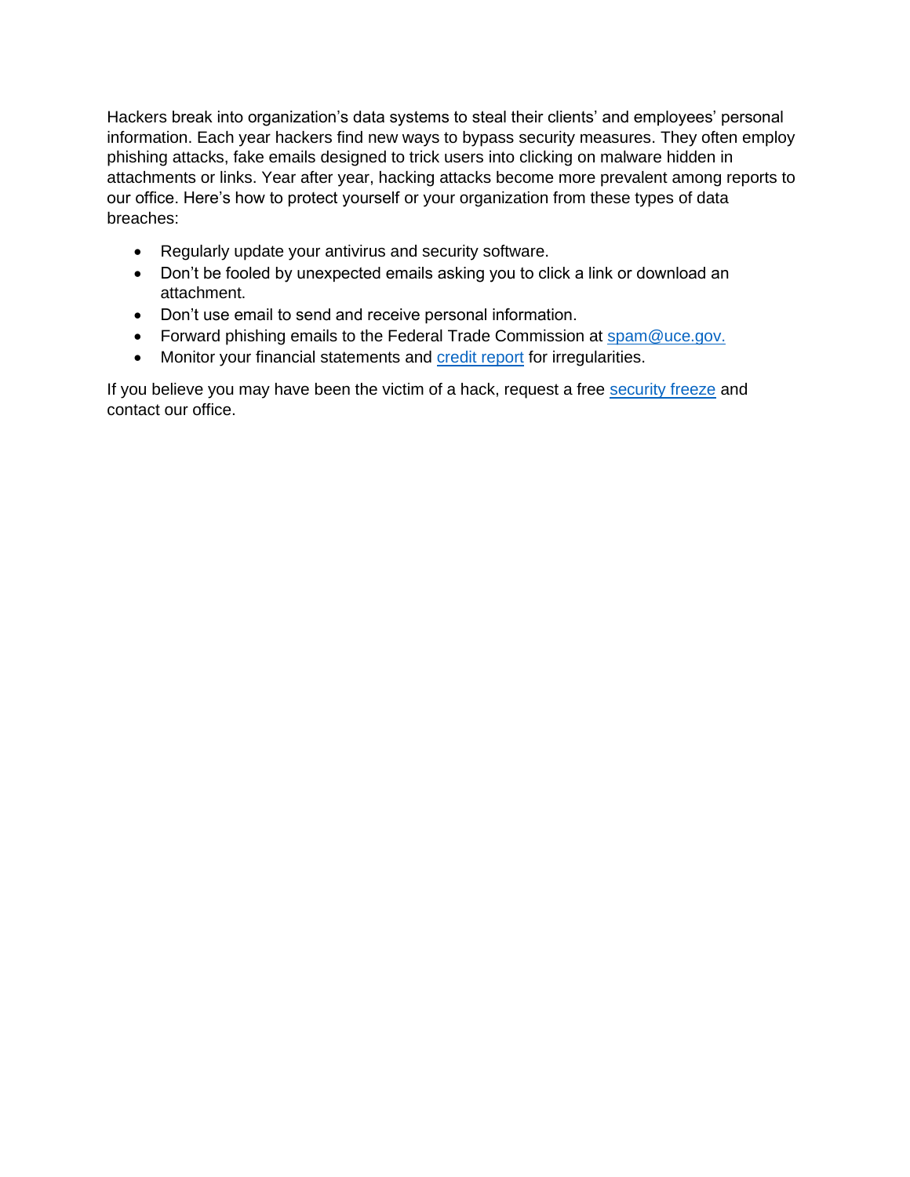Hackers break into organization's data systems to steal their clients' and employees' personal information. Each year hackers find new ways to bypass security measures. They often employ phishing attacks, fake emails designed to trick users into clicking on malware hidden in attachments or links. Year after year, hacking attacks become more prevalent among reports to our office. Here's how to protect yourself or your organization from these types of data breaches:

- Regularly update your antivirus and security software.
- Don't be fooled by unexpected emails asking you to click a link or download an attachment.
- Don't use email to send and receive personal information.
- Forward phishing emails to the Federal Trade Commission at spam@uce.gov.
- Monitor your financial statements and credit report for irregularities.

If you believe you may have been the victim of a hack, request a free security freeze and contact our office.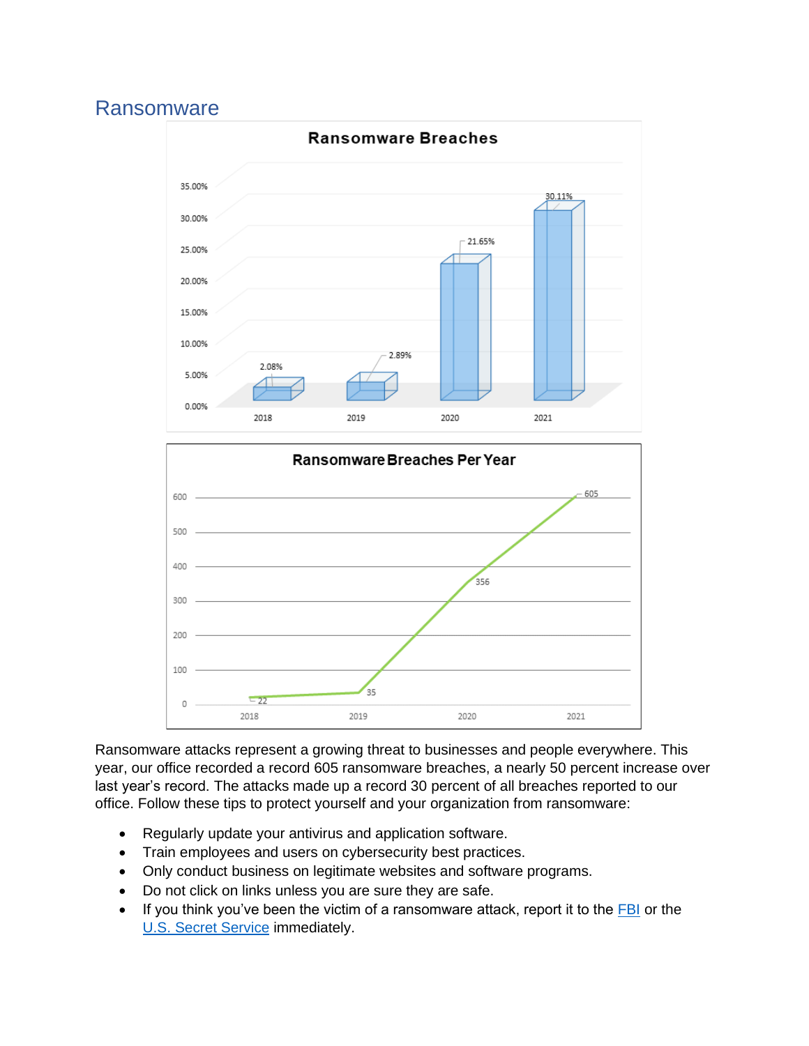## Ransomware

**Ransomware Breaches**

| Year | Ransomware Breaches (%) |
|---|---|
| 2018 | 2.08% |
| 2019 | 2.89% |
| 2020 | 21.65% |
| 2021 | 30.11% |

**Ransomware Breaches Per Year**

| Year | Ransomware Breaches |
|---|---|
| 2018 | 22 |
| 2019 | 35 |
| 2020 | 356 |
| 2021 | 605 |

Ransomware attacks represent a growing threat to businesses and people everywhere. This year, our office recorded a record 605 ransomware breaches, a nearly 50 percent increase over last year's record. The attacks made up a record 30 percent of all breaches reported to our office. Follow these tips to protect yourself and your organization from ransomware:

- Regularly update your antivirus and application software.
- Train employees and users on cybersecurity best practices.
- Only conduct business on legitimate websites and software programs.
- Do not click on links unless you are sure they are safe.
- If you think you've been the victim of a ransomware attack, report it to the FBI or the U.S. Secret Service immediately.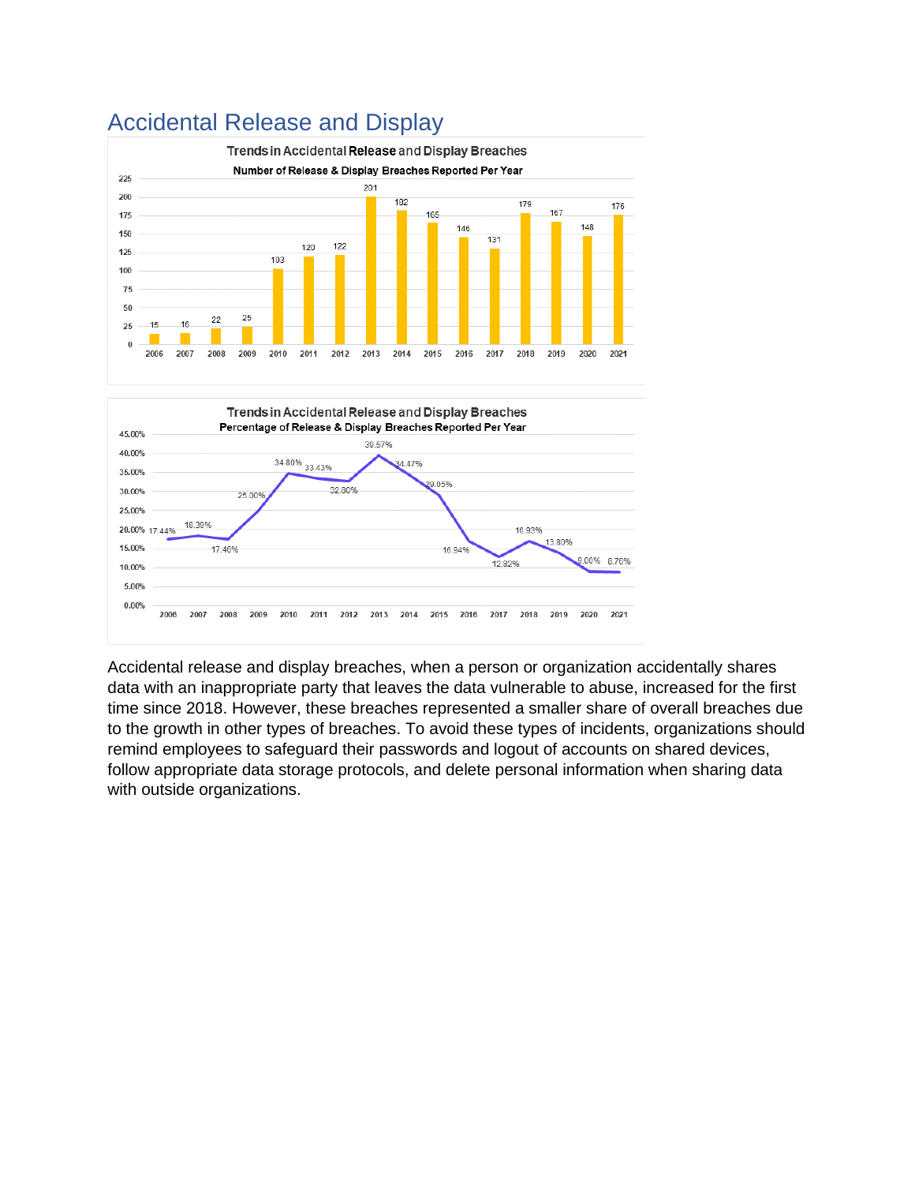## Accidental Release and Display

**Trends in Accidental Release and Display Breaches**

**Number of Release & Display Breaches Reported Per Year**

| Year | Number |
|---|---|
| 2006 | 15 |
| 2007 | 16 |
| 2008 | 22 |
| 2009 | 25 |
| 2010 | 103 |
| 2011 | 120 |
| 2012 | 122 |
| 2013 | 201 |
| 2014 | 182 |
| 2015 | 165 |
| 2016 | 146 |
| 2017 | 131 |
| 2018 | 179 |
| 2019 | 167 |
| 2020 | 148 |
| 2021 | 176 |

**Trends in Accidental Release and Display Breaches**

**Percentage of Release & Display Breaches Reported Per Year**

| Year | Percentage |
|---|---|
| 2006 | 17.44% |
| 2007 | 18.39% |
| 2008 | 17.46% |
| 2009 | 25.00% |
| 2010 | 34.80% |
| 2011 | 33.43% |
| 2012 | 32.80% |
| 2013 | 39.57% |
| 2014 | 34.47% |
| 2015 | 29.05% |
| 2016 | 16.94% |
| 2017 | 12.82% |
| 2018 | 16.93% |
| 2019 | 13.80% |
| 2020 | 9.00% |
| 2021 | 8.76% |

Accidental release and display breaches, when a person or organization accidentally shares data with an inappropriate party that leaves the data vulnerable to abuse, increased for the first time since 2018. However, these breaches represented a smaller share of overall breaches due to the growth in other types of breaches. To avoid these types of incidents, organizations should remind employees to safeguard their passwords and logout of accounts on shared devices, follow appropriate data storage protocols, and delete personal information when sharing data with outside organizations.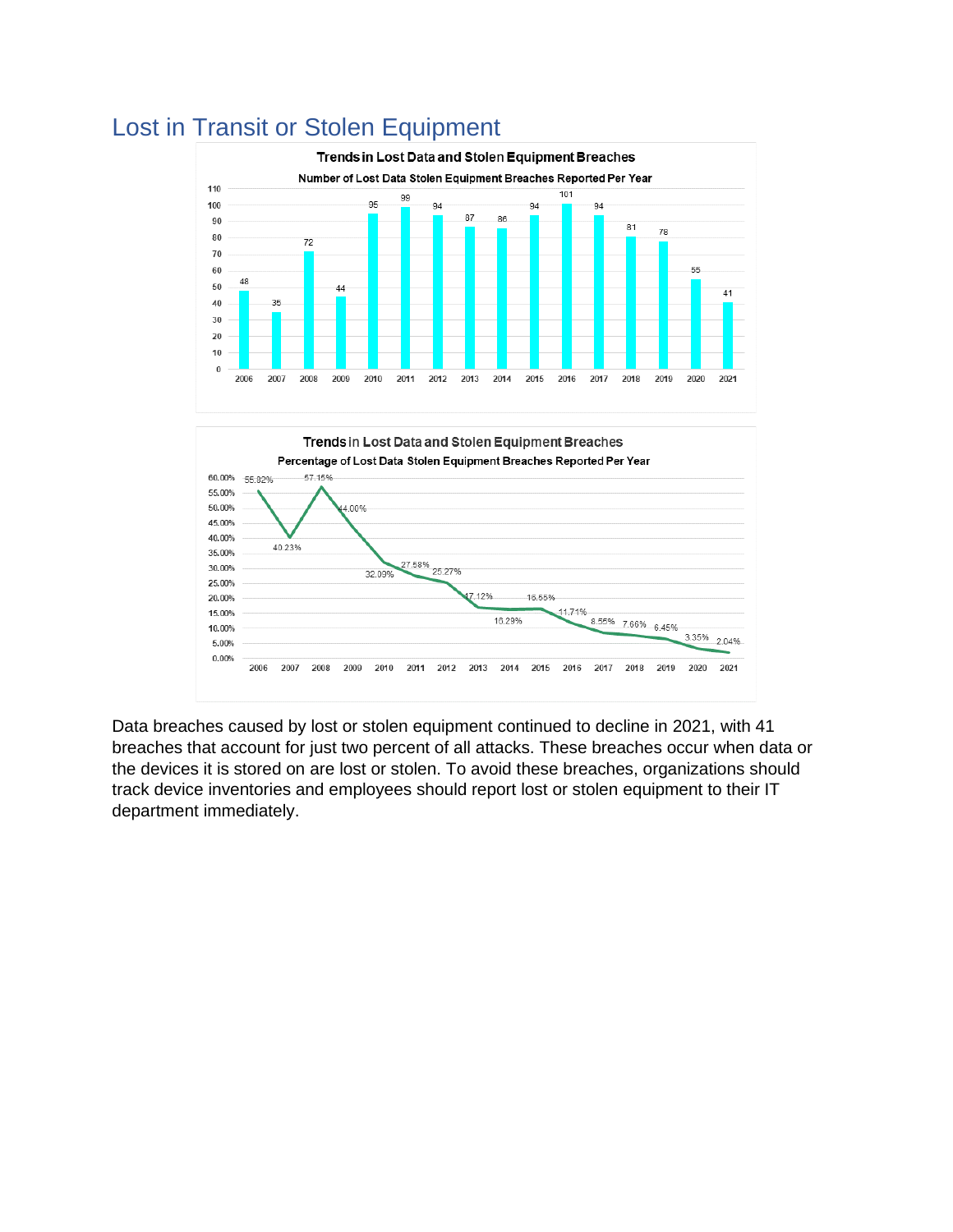## Lost in Transit or Stolen Equipment

**Trends in Lost Data and Stolen Equipment Breaches**

Number of Lost Data Stolen Equipment Breaches Reported Per Year

| Year | 2006 | 2007 | 2008 | 2009 | 2010 | 2011 | 2012 | 2013 | 2014 | 2015 | 2016 | 2017 | 2018 | 2019 | 2020 | 2021 |
|---|---|---|---|---|---|---|---|---|---|---|---|---|---|---|---|---|
| Breaches | 48 | 35 | 72 | 44 | 95 | 99 | 94 | 87 | 86 | 94 | 101 | 94 | 81 | 78 | 55 | 41 |

**Trends in Lost Data and Stolen Equipment Breaches**

Percentage of Lost Data Stolen Equipment Breaches Reported Per Year

| Year | 2006 | 2007 | 2008 | 2009 | 2010 | 2011 | 2012 | 2013 | 2014 | 2015 | 2016 | 2017 | 2018 | 2019 | 2020 | 2021 |
|---|---|---|---|---|---|---|---|---|---|---|---|---|---|---|---|---|
| Percentage | 55.82% | 40.23% | 57.15% | 44.00% | 32.09% | 27.58% | 25.27% | 17.12% | 16.29% | 16.55% | 11.71% | 8.55% | 7.66% | 6.45% | 3.35% | 2.04% |

Data breaches caused by lost or stolen equipment continued to decline in 2021, with 41 breaches that account for just two percent of all attacks. These breaches occur when data or the devices it is stored on are lost or stolen. To avoid these breaches, organizations should track device inventories and employees should report lost or stolen equipment to their IT department immediately.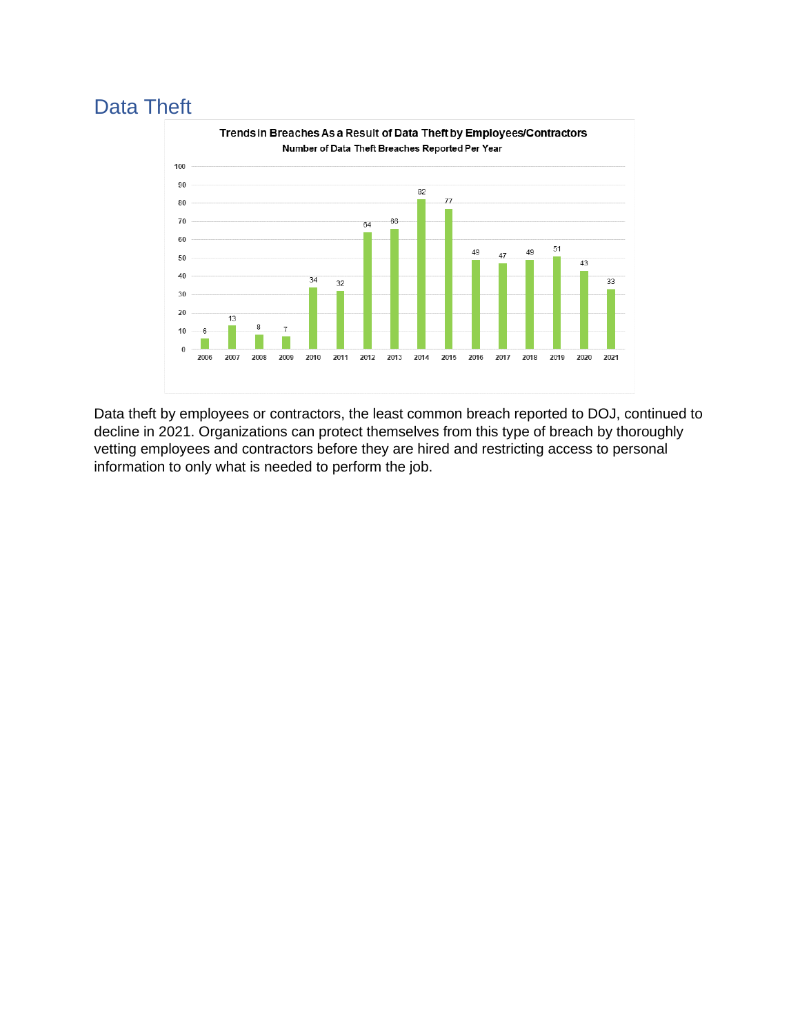## Data Theft

Trends in Breaches As a Result of Data Theft by Employees/Contractors

Number of Data Theft Breaches Reported Per Year

100
90
80
70
60
50
40
30
20
10
0

6 13 8 7 34 32 64 66 82 77 49 47 49 51 43 33

2006 2007 2008 2009 2010 2011 2012 2013 2014 2015 2016 2017 2018 2019 2020 2021

Data theft by employees or contractors, the least common breach reported to DOJ, continued to decline in 2021. Organizations can protect themselves from this type of breach by thoroughly vetting employees and contractors before they are hired and restricting access to personal information to only what is needed to perform the job.